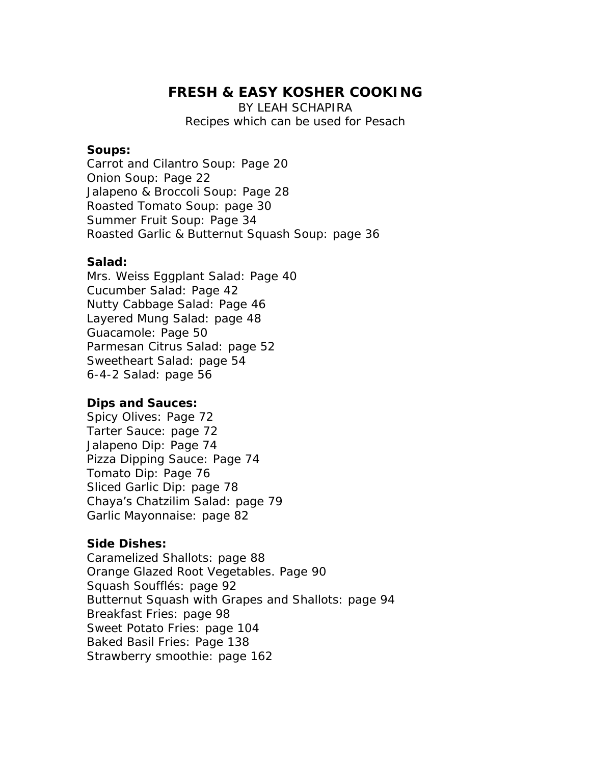# FRESH & EASY KOSHER COOKING

BY LEAH SCHAPIRA

Recipes which can be used for Pesach

**Soups:**

Carrot and Cilantro Soup: Page 20
Onion Soup: Page 22
Jalapeno & Broccoli Soup: Page 28
Roasted Tomato Soup: page 30
Summer Fruit Soup: Page 34
Roasted Garlic & Butternut Squash Soup: page 36

**Salad:**

Mrs. Weiss Eggplant Salad: Page 40
Cucumber Salad: Page 42
Nutty Cabbage Salad: Page 46
Layered Mung Salad: page 48
Guacamole: Page 50
Parmesan Citrus Salad: page 52
Sweetheart Salad: page 54
6-4-2 Salad: page 56

**Dips and Sauces:**

Spicy Olives: Page 72
Tarter Sauce: page 72
Jalapeno Dip: Page 74
Pizza Dipping Sauce: Page 74
Tomato Dip: Page 76
Sliced Garlic Dip: page 78
Chaya's Chatzilim Salad: page 79
Garlic Mayonnaise: page 82

**Side Dishes:**

Caramelized Shallots: page 88
Orange Glazed Root Vegetables. Page 90
Squash Soufflés: page 92
Butternut Squash with Grapes and Shallots: page 94
Breakfast Fries: page 98
Sweet Potato Fries: page 104
Baked Basil Fries: Page 138
Strawberry smoothie: page 162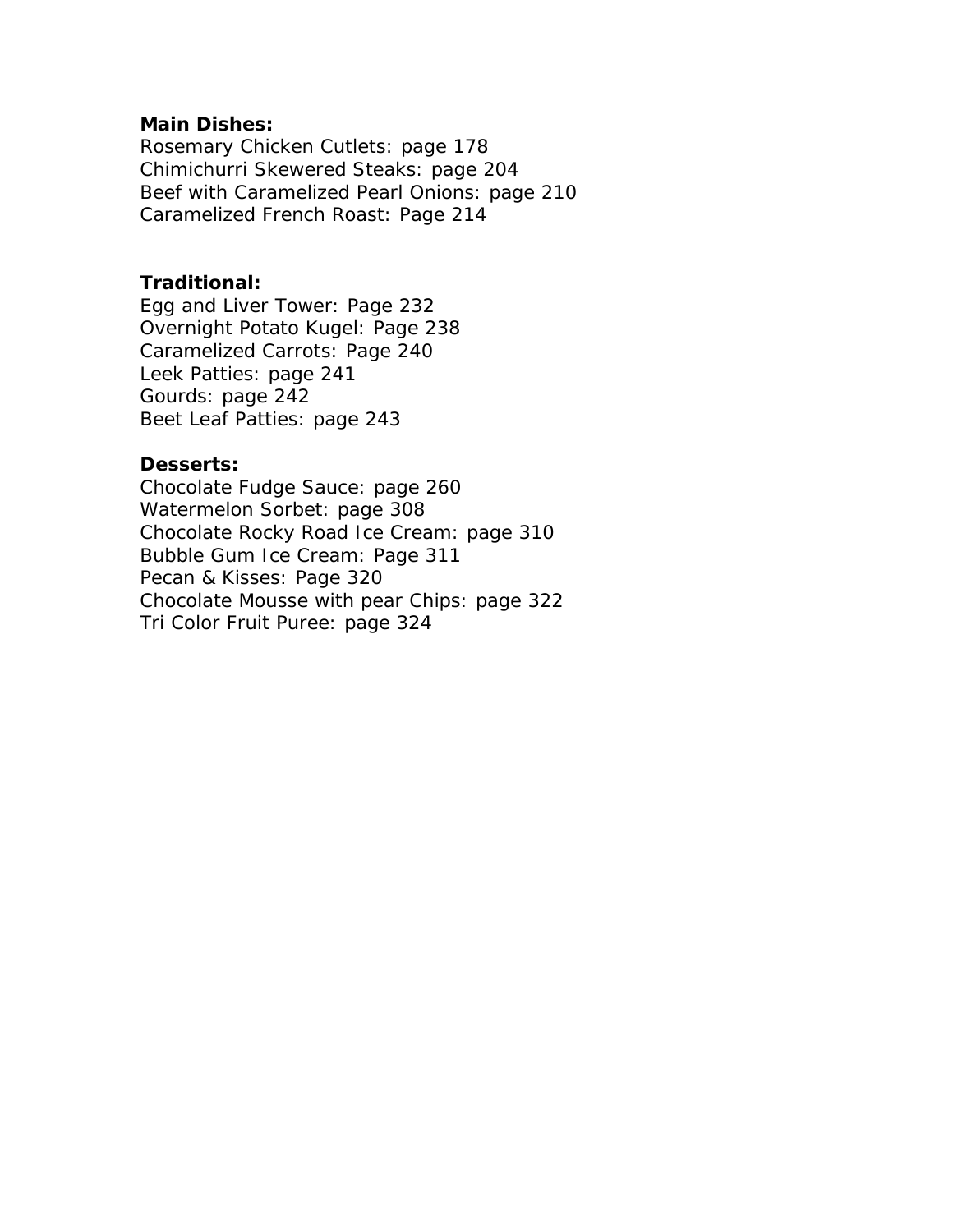**Main Dishes:**
Rosemary Chicken Cutlets: page 178
Chimichurri Skewered Steaks: page 204
Beef with Caramelized Pearl Onions: page 210
Caramelized French Roast: Page 214

**Traditional:**
Egg and Liver Tower: Page 232
Overnight Potato Kugel: Page 238
Caramelized Carrots: Page 240
Leek Patties: page 241
Gourds: page 242
Beet Leaf Patties: page 243

**Desserts:**
Chocolate Fudge Sauce: page 260
Watermelon Sorbet: page 308
Chocolate Rocky Road Ice Cream: page 310
Bubble Gum Ice Cream: Page 311
Pecan & Kisses: Page 320
Chocolate Mousse with pear Chips: page 322
Tri Color Fruit Puree: page 324